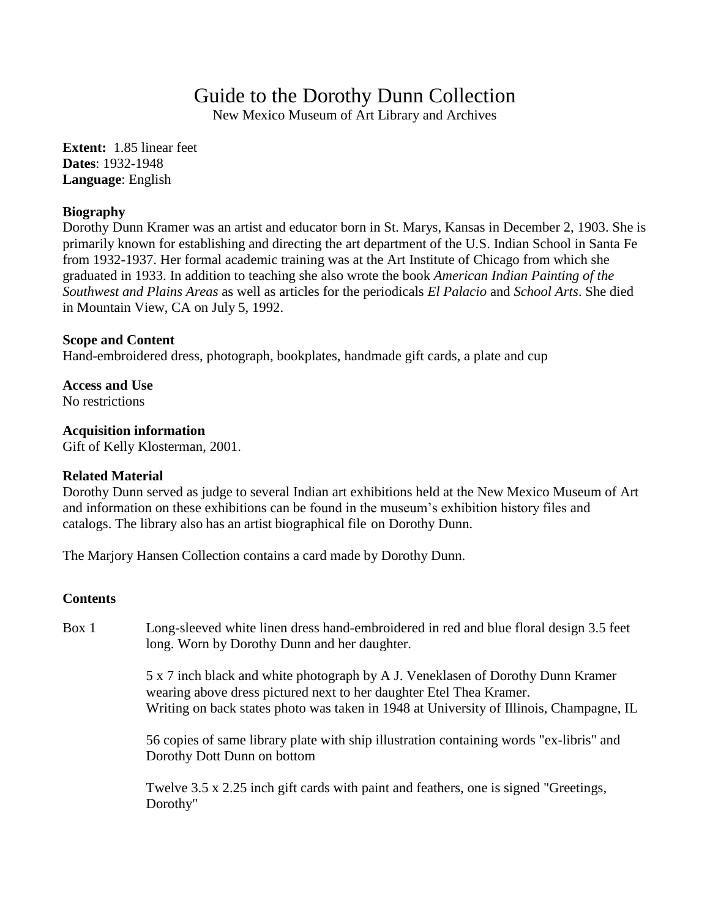# Guide to the Dorothy Dunn Collection

New Mexico Museum of Art Library and Archives

**Extent:** 1.85 linear feet
**Dates**: 1932-1948
**Language**: English

**Biography**

Dorothy Dunn Kramer was an artist and educator born in St. Marys, Kansas in December 2, 1903. She is primarily known for establishing and directing the art department of the U.S. Indian School in Santa Fe from 1932-1937. Her formal academic training was at the Art Institute of Chicago from which she graduated in 1933. In addition to teaching she also wrote the book *American Indian Painting of the Southwest and Plains Areas* as well as articles for the periodicals *El Palacio* and *School Arts*. She died in Mountain View, CA on July 5, 1992.

**Scope and Content**

Hand-embroidered dress, photograph, bookplates, handmade gift cards, a plate and cup

**Access and Use**

No restrictions

**Acquisition information**

Gift of Kelly Klosterman, 2001.

**Related Material**

Dorothy Dunn served as judge to several Indian art exhibitions held at the New Mexico Museum of Art and information on these exhibitions can be found in the museum's exhibition history files and catalogs. The library also has an artist biographical file on Dorothy Dunn.

The Marjory Hansen Collection contains a card made by Dorothy Dunn.

**Contents**

Box 1

Long-sleeved white linen dress hand-embroidered in red and blue floral design 3.5 feet long. Worn by Dorothy Dunn and her daughter.

5 x 7 inch black and white photograph by A J. Veneklasen of Dorothy Dunn Kramer wearing above dress pictured next to her daughter Etel Thea Kramer.
Writing on back states photo was taken in 1948 at University of Illinois, Champagne, IL

56 copies of same library plate with ship illustration containing words "ex-libris" and Dorothy Dott Dunn on bottom

Twelve 3.5 x 2.25 inch gift cards with paint and feathers, one is signed "Greetings, Dorothy"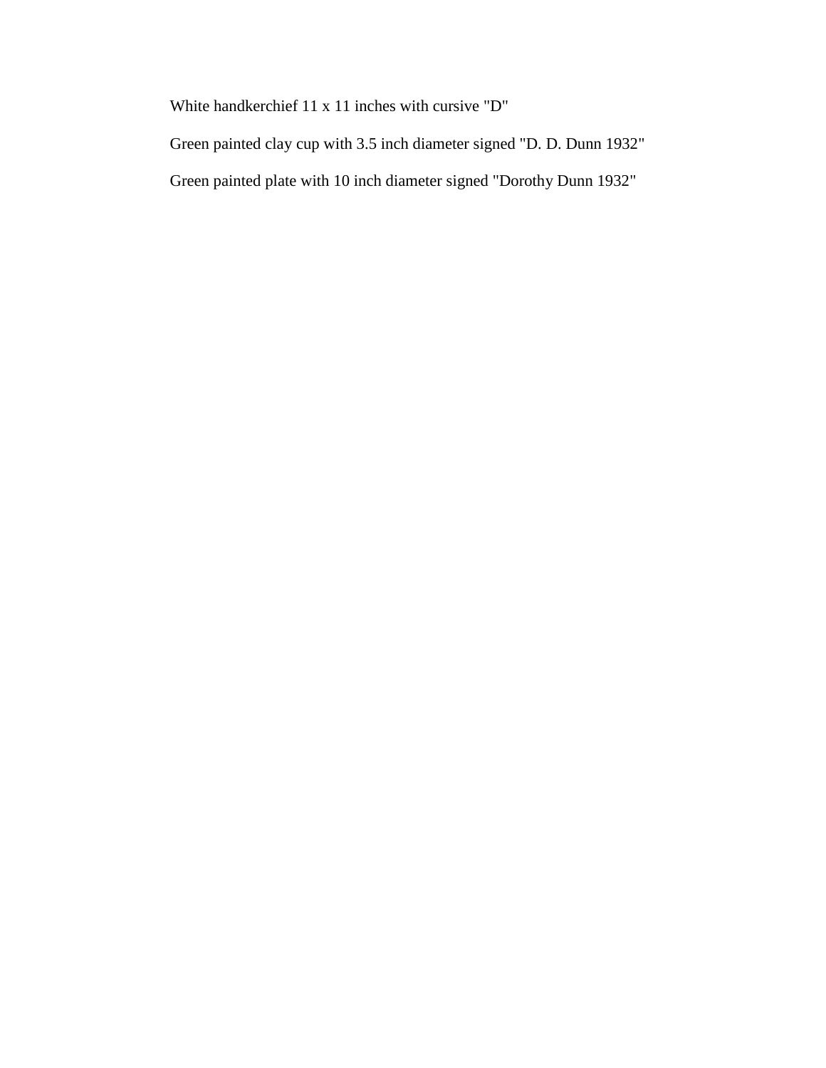White handkerchief 11 x 11 inches with cursive "D"

Green painted clay cup with 3.5 inch diameter signed "D. D. Dunn 1932"

Green painted plate with 10 inch diameter signed "Dorothy Dunn 1932"